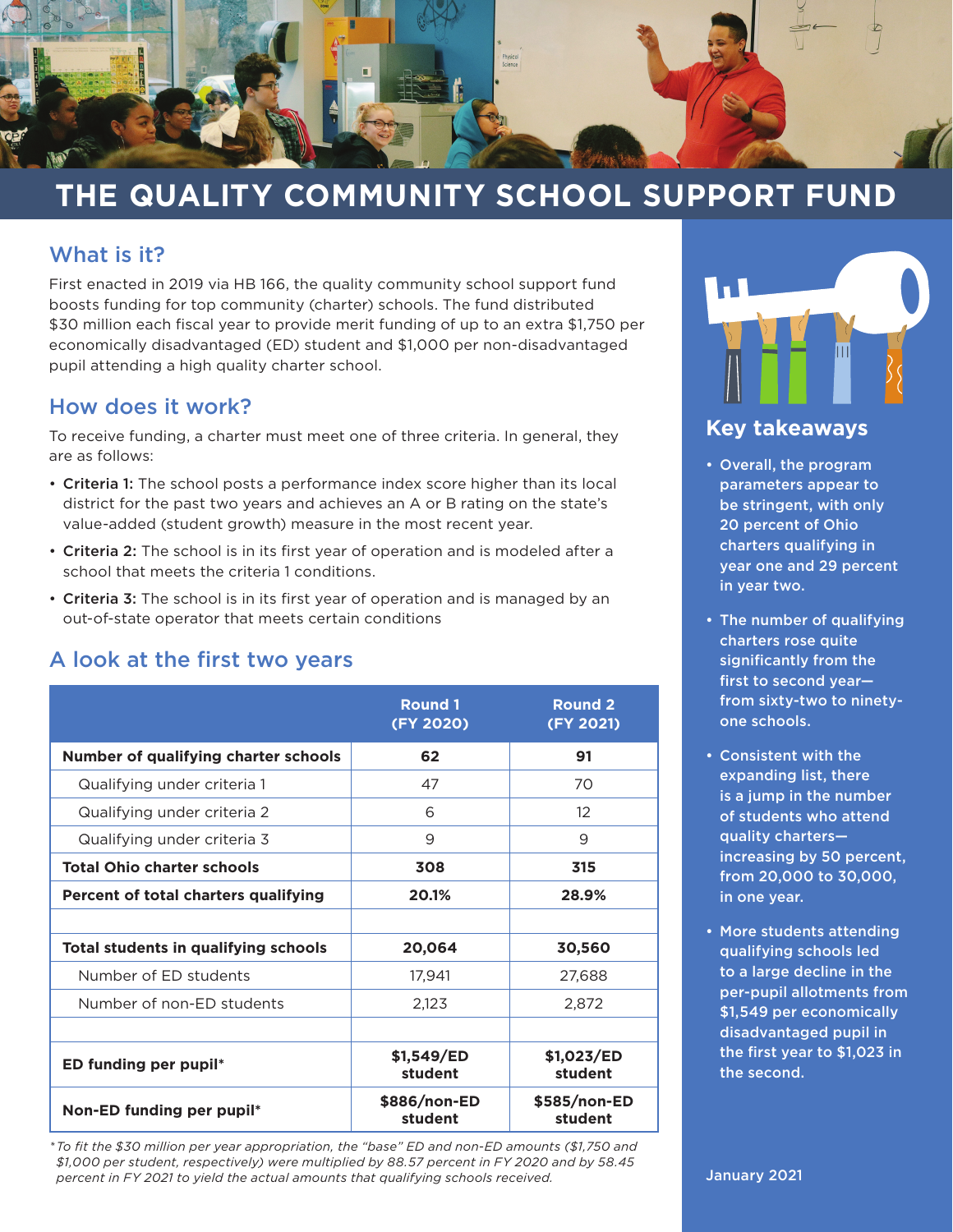# THE QUALITY COMMUNITY SCHOOL SUPPORT FUND

## What is it?

First enacted in 2019 via HB 166, the quality community school support fund boosts funding for top community (charter) schools. The fund distributed $30 million each fiscal year to provide merit funding of up to an extra $1,750 per economically disadvantaged (ED) student and $1,000 per non-disadvantaged pupil attending a high quality charter school.

## How does it work?

To receive funding, a charter must meet one of three criteria. In general, they are as follows:

- **Criteria 1:** The school posts a performance index score higher than its local district for the past two years and achieves an A or B rating on the state's value-added (student growth) measure in the most recent year.
- **Criteria 2:** The school is in its first year of operation and is modeled after a school that meets the criteria 1 conditions.
- **Criteria 3:** The school is in its first year of operation and is managed by an out-of-state operator that meets certain conditions

## A look at the first two years

| | Round 1 (FY 2020) | Round 2 (FY 2021) |
|---|---|---|
| **Number of qualifying charter schools** | **62** | **91** |
| Qualifying under criteria 1 | 47 | 70 |
| Qualifying under criteria 2 | 6 | 12 |
| Qualifying under criteria 3 | 9 | 9 |
| **Total Ohio charter schools** | **308** | **315** |
| **Percent of total charters qualifying** | **20.1%** | **28.9%** |
| | | |
| **Total students in qualifying schools** | **20,064** | **30,560** |
| Number of ED students | 17,941 | 27,688 |
| Number of non-ED students | 2,123 | 2,872 |
| | | |
| **ED funding per pupil*** | **$1,549/ED student** | **$1,023/ED student** |
| **Non-ED funding per pupil*** | **$886/non-ED student** | **$585/non-ED student** |

*\*To fit the $30 million per year appropriation, the "base" ED and non-ED amounts ($1,750 and $1,000 per student, respectively) were multiplied by 88.57 percent in FY 2020 and by 58.45 percent in FY 2021 to yield the actual amounts that qualifying schools received.*

## Key takeaways

- Overall, the program parameters appear to be stringent, with only 20 percent of Ohio charters qualifying in year one and 29 percent in year two.
- The number of qualifying charters rose quite significantly from the first to second year—from sixty-two to ninety-one schools.
- Consistent with the expanding list, there is a jump in the number of students who attend quality charters—increasing by 50 percent, from 20,000 to 30,000, in one year.
- More students attending qualifying schools led to a large decline in the per-pupil allotments from $1,549 per economically disadvantaged pupil in the first year to $1,023 in the second.

January 2021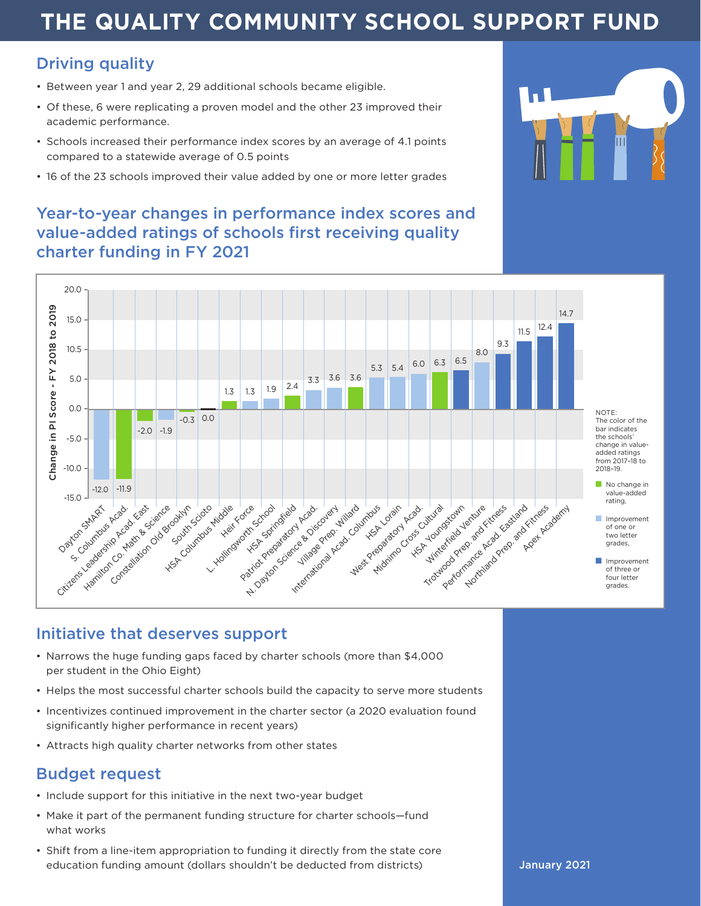# THE QUALITY COMMUNITY SCHOOL SUPPORT FUND

## Driving quality

- Between year 1 and year 2, 29 additional schools became eligible.
- Of these, 6 were replicating a proven model and the other 23 improved their academic performance.
- Schools increased their performance index scores by an average of 4.1 points compared to a statewide average of 0.5 points
- 16 of the 23 schools improved their value added by one or more letter grades

## Year-to-year changes in performance index scores and value-added ratings of schools first receiving quality charter funding in FY 2021

Change in PI Score - FY 2018 to 2019

20.0
15.0
10.5
5.0
0.0
-5.0
-10.0
-15.0

Dayton SMART -12.0
S. Columbus Acad. -11.9
Citizens Leadership Acad. East -2.0
Hamilton Co. Math & Science -1.9
Constellation Old Brooklyn -0.3
South Scioto 0.0
HSA Columbus Middle 1.3
Heir Force 1.3
L. Hollingworth School 1.9
HSA Springfield 2.4
Patriot Preparatory Acad. 3.3
N. Dayton Science & Discovery 3.6
Village Prep. Willard 3.6
International Acad. Columbus 5.3
HSA Lorain 5.4
West Preparatory Acad. 6.0
Midnimo Cross Cultural 6.3
HSA Youngstown 6.5
Winterfield Venture 8.0
Trotwood Prep. and Fitness 9.3
Performance Acad. Eastland 11.5
Northland Prep. and Fitness 12.4
Apex Academy 14.7

NOTE: The color of the bar indicates the schools' change in value-added ratings from 2017–18 to 2018–19.

No change in value-added rating,

Improvement of one or two letter grades,

Improvement of three or four letter grades.

## Initiative that deserves support

- Narrows the huge funding gaps faced by charter schools (more than $4,000 per student in the Ohio Eight)
- Helps the most successful charter schools build the capacity to serve more students
- Incentivizes continued improvement in the charter sector (a 2020 evaluation found significantly higher performance in recent years)
- Attracts high quality charter networks from other states

## Budget request

- Include support for this initiative in the next two-year budget
- Make it part of the permanent funding structure for charter schools—fund what works
- Shift from a line-item appropriation to funding it directly from the state core education funding amount (dollars shouldn't be deducted from districts)

January 2021